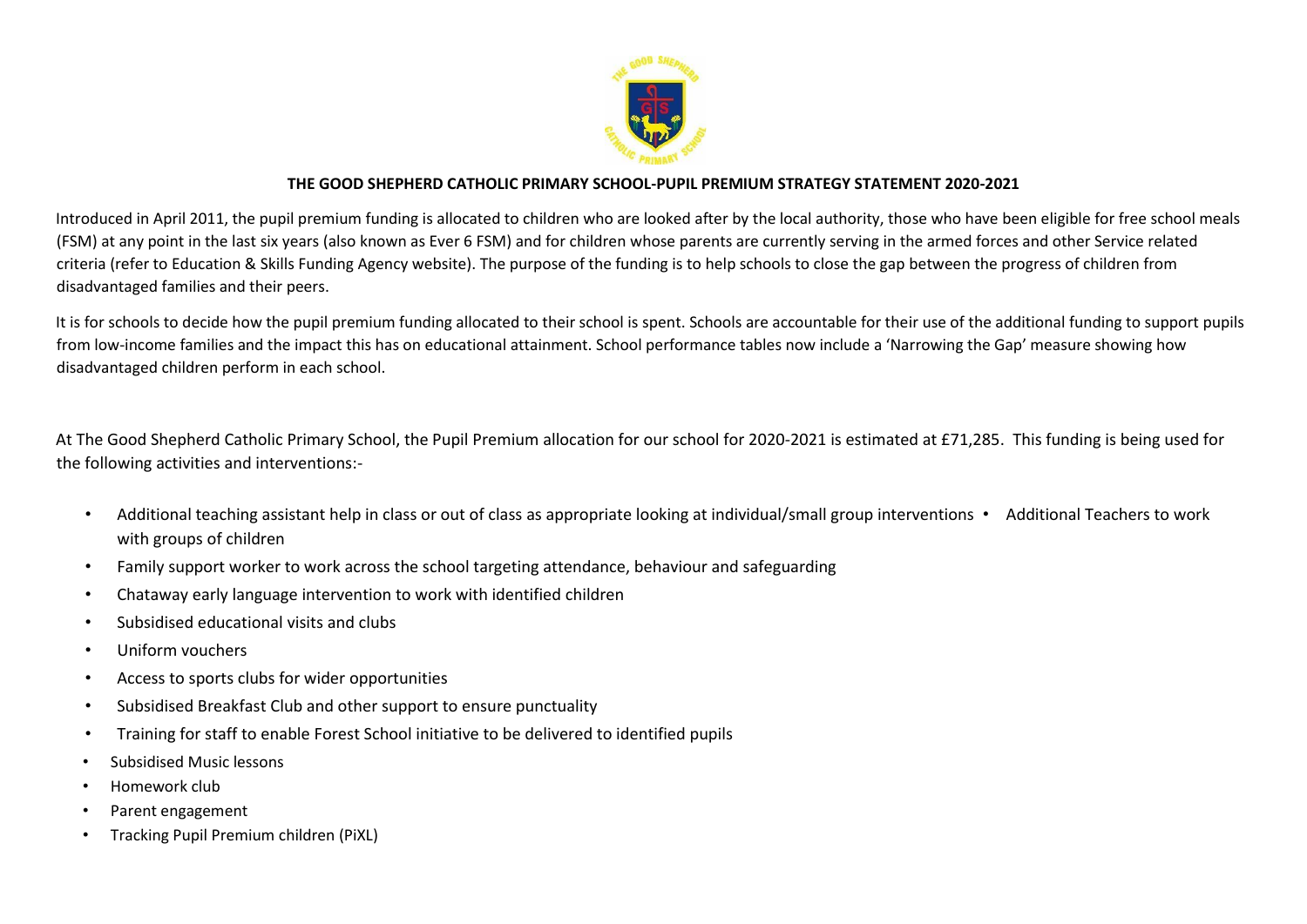# THE GOOD SHEPHERD CATHOLIC PRIMARY SCHOOL-PUPIL PREMIUM STRATEGY STATEMENT 2020-2021

Introduced in April 2011, the pupil premium funding is allocated to children who are looked after by the local authority, those who have been eligible for free school meals (FSM) at any point in the last six years (also known as Ever 6 FSM) and for children whose parents are currently serving in the armed forces and other Service related criteria (refer to Education & Skills Funding Agency website). The purpose of the funding is to help schools to close the gap between the progress of children from disadvantaged families and their peers.

It is for schools to decide how the pupil premium funding allocated to their school is spent. Schools are accountable for their use of the additional funding to support pupils from low-income families and the impact this has on educational attainment. School performance tables now include a 'Narrowing the Gap' measure showing how disadvantaged children perform in each school.

At The Good Shepherd Catholic Primary School, the Pupil Premium allocation for our school for 2020-2021 is estimated at £71,285. This funding is being used for the following activities and interventions:-

- Additional teaching assistant help in class or out of class as appropriate looking at individual/small group interventions
- Additional Teachers to work with groups of children
- Family support worker to work across the school targeting attendance, behaviour and safeguarding
- Chataway early language intervention to work with identified children
- Subsidised educational visits and clubs
- Uniform vouchers
- Access to sports clubs for wider opportunities
- Subsidised Breakfast Club and other support to ensure punctuality
- Training for staff to enable Forest School initiative to be delivered to identified pupils
- Subsidised Music lessons
- Homework club
- Parent engagement
- Tracking Pupil Premium children (PiXL)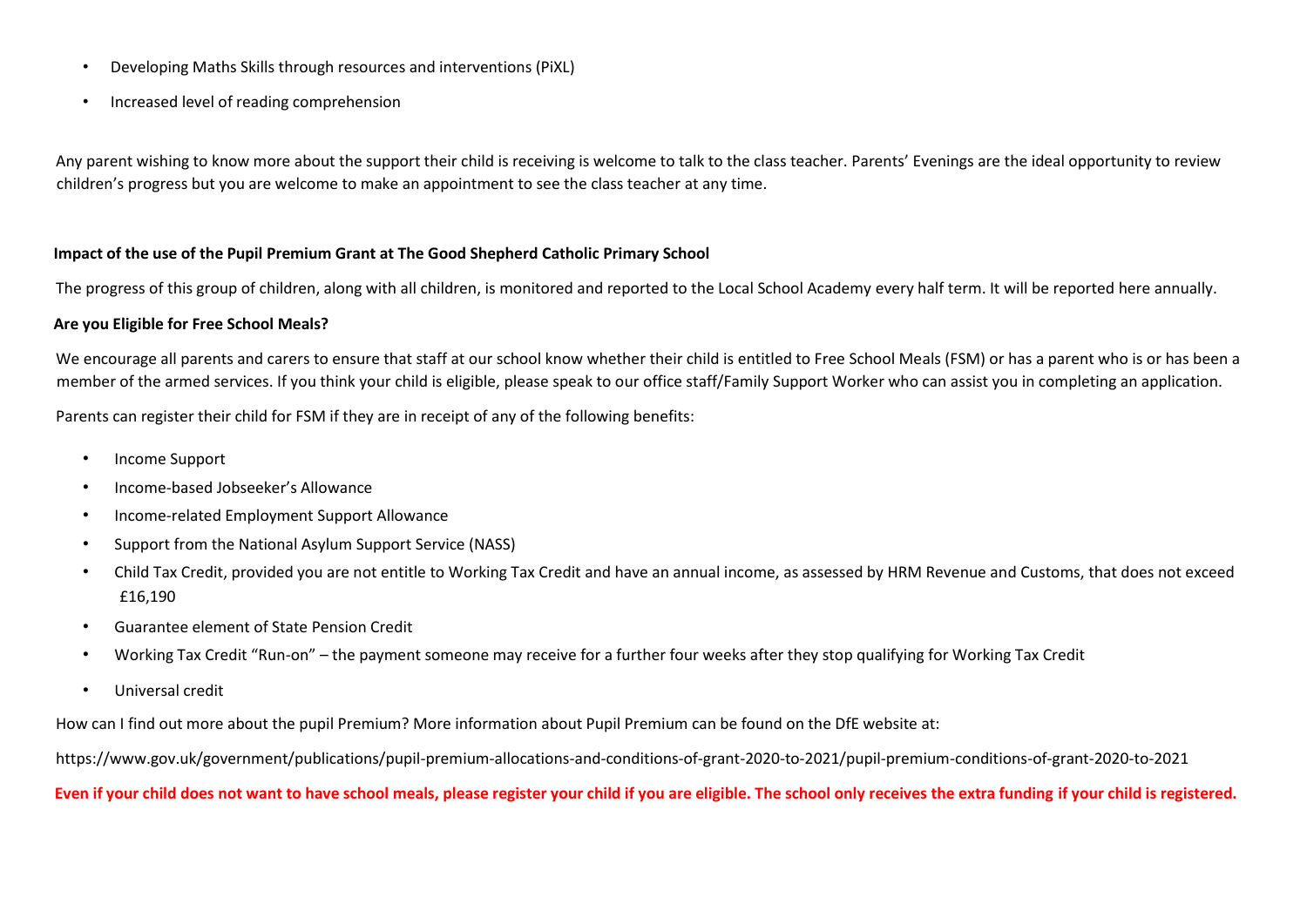- Developing Maths Skills through resources and interventions (PiXL)
- Increased level of reading comprehension

Any parent wishing to know more about the support their child is receiving is welcome to talk to the class teacher. Parents' Evenings are the ideal opportunity to review children's progress but you are welcome to make an appointment to see the class teacher at any time.

**Impact of the use of the Pupil Premium Grant at The Good Shepherd Catholic Primary School**

The progress of this group of children, along with all children, is monitored and reported to the Local School Academy every half term. It will be reported here annually.

**Are you Eligible for Free School Meals?**

We encourage all parents and carers to ensure that staff at our school know whether their child is entitled to Free School Meals (FSM) or has a parent who is or has been a member of the armed services. If you think your child is eligible, please speak to our office staff/Family Support Worker who can assist you in completing an application.

Parents can register their child for FSM if they are in receipt of any of the following benefits:

- Income Support
- Income-based Jobseeker's Allowance
- Income-related Employment Support Allowance
- Support from the National Asylum Support Service (NASS)
- Child Tax Credit, provided you are not entitle to Working Tax Credit and have an annual income, as assessed by HRM Revenue and Customs, that does not exceed £16,190
- Guarantee element of State Pension Credit
- Working Tax Credit "Run-on" – the payment someone may receive for a further four weeks after they stop qualifying for Working Tax Credit
- Universal credit

How can I find out more about the pupil Premium? More information about Pupil Premium can be found on the DfE website at:

https://www.gov.uk/government/publications/pupil-premium-allocations-and-conditions-of-grant-2020-to-2021/pupil-premium-conditions-of-grant-2020-to-2021

**Even if your child does not want to have school meals, please register your child if you are eligible. The school only receives the extra funding if your child is registered.**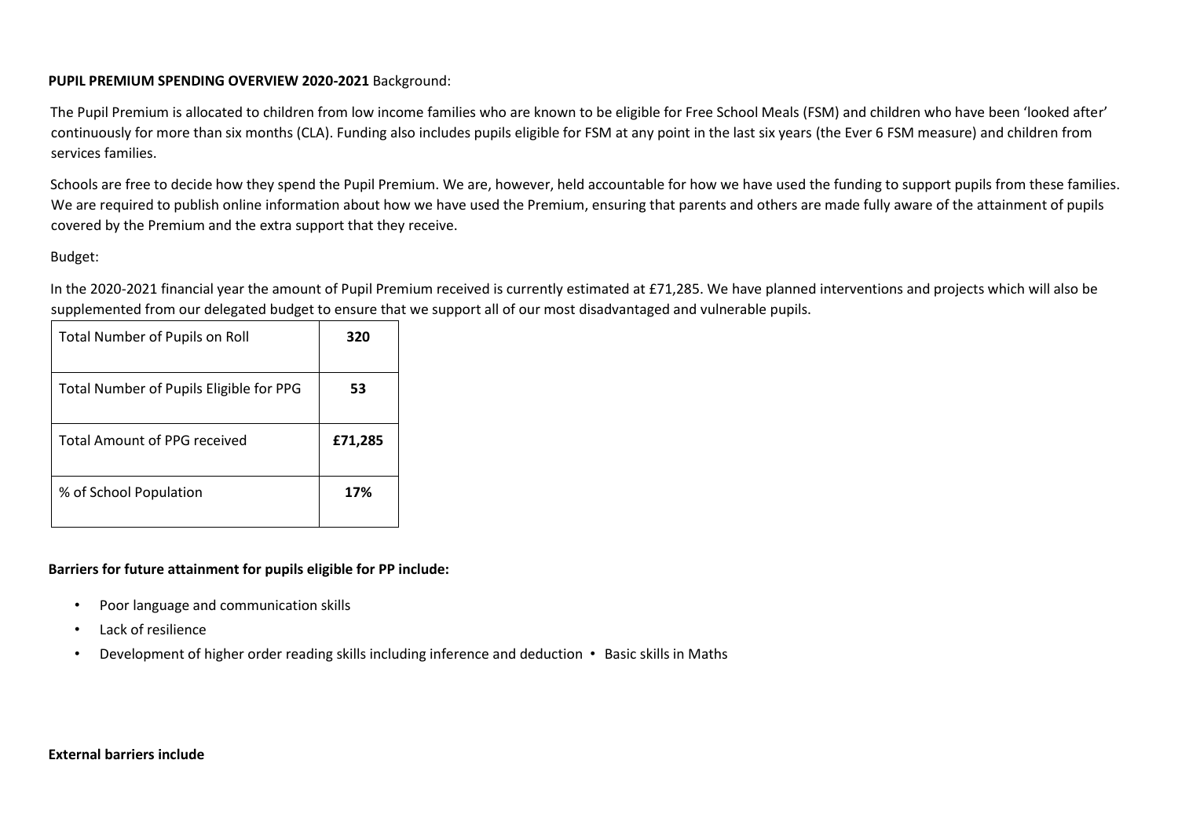**PUPIL PREMIUM SPENDING OVERVIEW 2020-2021** Background:

The Pupil Premium is allocated to children from low income families who are known to be eligible for Free School Meals (FSM) and children who have been 'looked after' continuously for more than six months (CLA). Funding also includes pupils eligible for FSM at any point in the last six years (the Ever 6 FSM measure) and children from services families.

Schools are free to decide how they spend the Pupil Premium. We are, however, held accountable for how we have used the funding to support pupils from these families. We are required to publish online information about how we have used the Premium, ensuring that parents and others are made fully aware of the attainment of pupils covered by the Premium and the extra support that they receive.

Budget:

In the 2020-2021 financial year the amount of Pupil Premium received is currently estimated at £71,285. We have planned interventions and projects which will also be supplemented from our delegated budget to ensure that we support all of our most disadvantaged and vulnerable pupils.

| | |
|---|---|
| Total Number of Pupils on Roll | **320** |
| Total Number of Pupils Eligible for PPG | **53** |
| Total Amount of PPG received | **£71,285** |
| % of School Population | **17%** |

**Barriers for future attainment for pupils eligible for PP include:**

- Poor language and communication skills
- Lack of resilience
- Development of higher order reading skills including inference and deduction
- Basic skills in Maths

**External barriers include**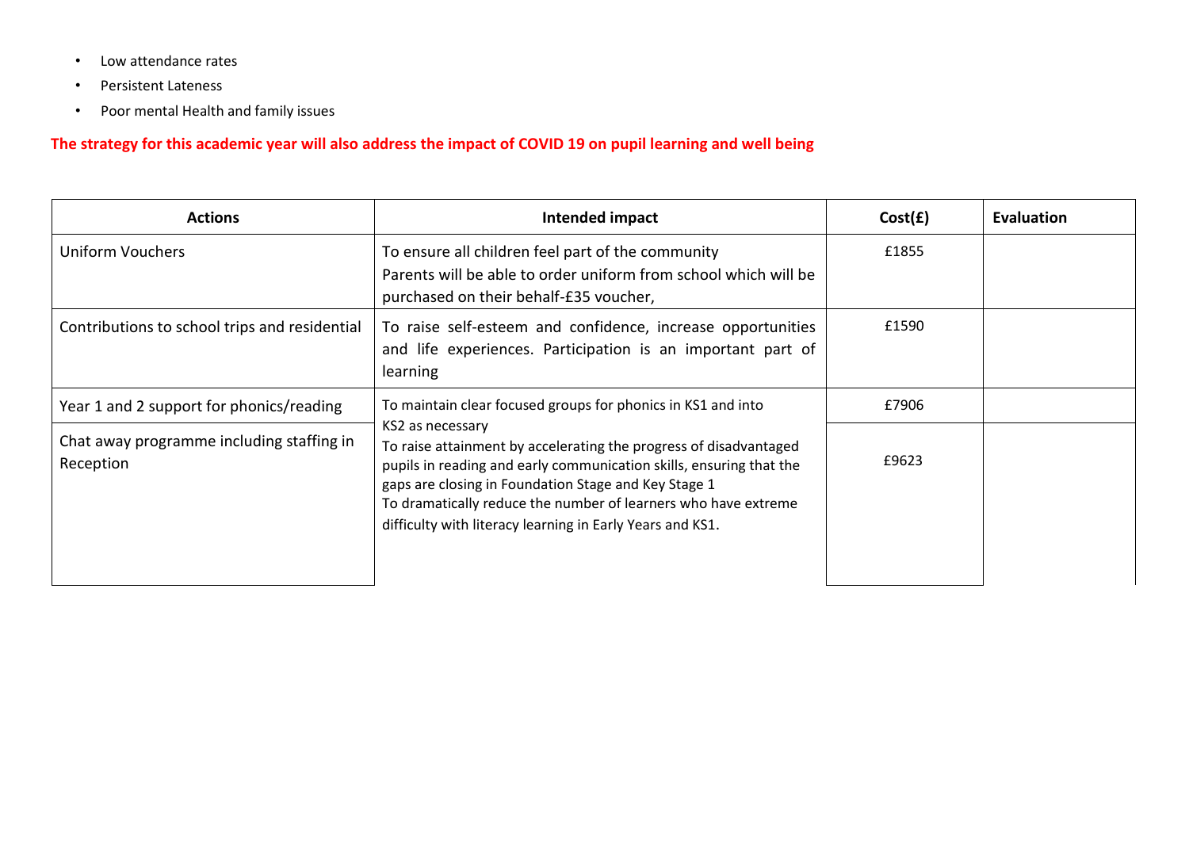- Low attendance rates
- Persistent Lateness
- Poor mental Health and family issues

**The strategy for this academic year will also address the impact of COVID 19 on pupil learning and well being**

| Actions | Intended impact | Cost(£) | Evaluation |
|---|---|---|---|
| Uniform Vouchers | To ensure all children feel part of the community<br>Parents will be able to order uniform from school which will be purchased on their behalf-£35 voucher, | £1855 | |
| Contributions to school trips and residential | To raise self-esteem and confidence, increase opportunities and life experiences. Participation is an important part of learning | £1590 | |
| Year 1 and 2 support for phonics/reading | To maintain clear focused groups for phonics in KS1 and into KS2 as necessary<br>To raise attainment by accelerating the progress of disadvantaged pupils in reading and early communication skills, ensuring that the gaps are closing in Foundation Stage and Key Stage 1<br>To dramatically reduce the number of learners who have extreme difficulty with literacy learning in Early Years and KS1. | £7906 | |
| Chat away programme including staffing in Reception | | £9623 | |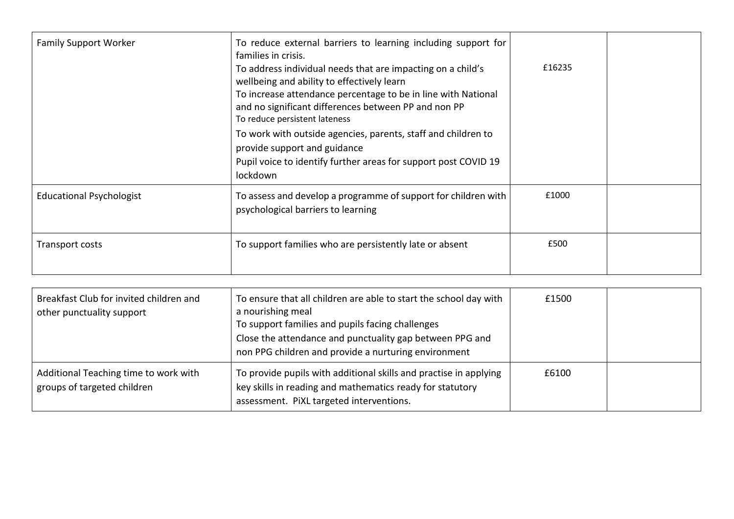| | | | |
|---|---|---|---|
| Family Support Worker | To reduce external barriers to learning including support for families in crisis.<br>To address individual needs that are impacting on a child's wellbeing and ability to effectively learn<br>To increase attendance percentage to be in line with National and no significant differences between PP and non PP<br>To reduce persistent lateness<br>To work with outside agencies, parents, staff and children to provide support and guidance<br>Pupil voice to identify further areas for support post COVID 19 lockdown | £16235 | |
| Educational Psychologist | To assess and develop a programme of support for children with psychological barriers to learning | £1000 | |
| Transport costs | To support families who are persistently late or absent | £500 | |

| | | | |
|---|---|---|---|
| Breakfast Club for invited children and other punctuality support | To ensure that all children are able to start the school day with a nourishing meal<br>To support families and pupils facing challenges<br>Close the attendance and punctuality gap between PPG and non PPG children and provide a nurturing environment | £1500 | |
| Additional Teaching time to work with groups of targeted children | To provide pupils with additional skills and practise in applying key skills in reading and mathematics ready for statutory assessment. PiXL targeted interventions. | £6100 | |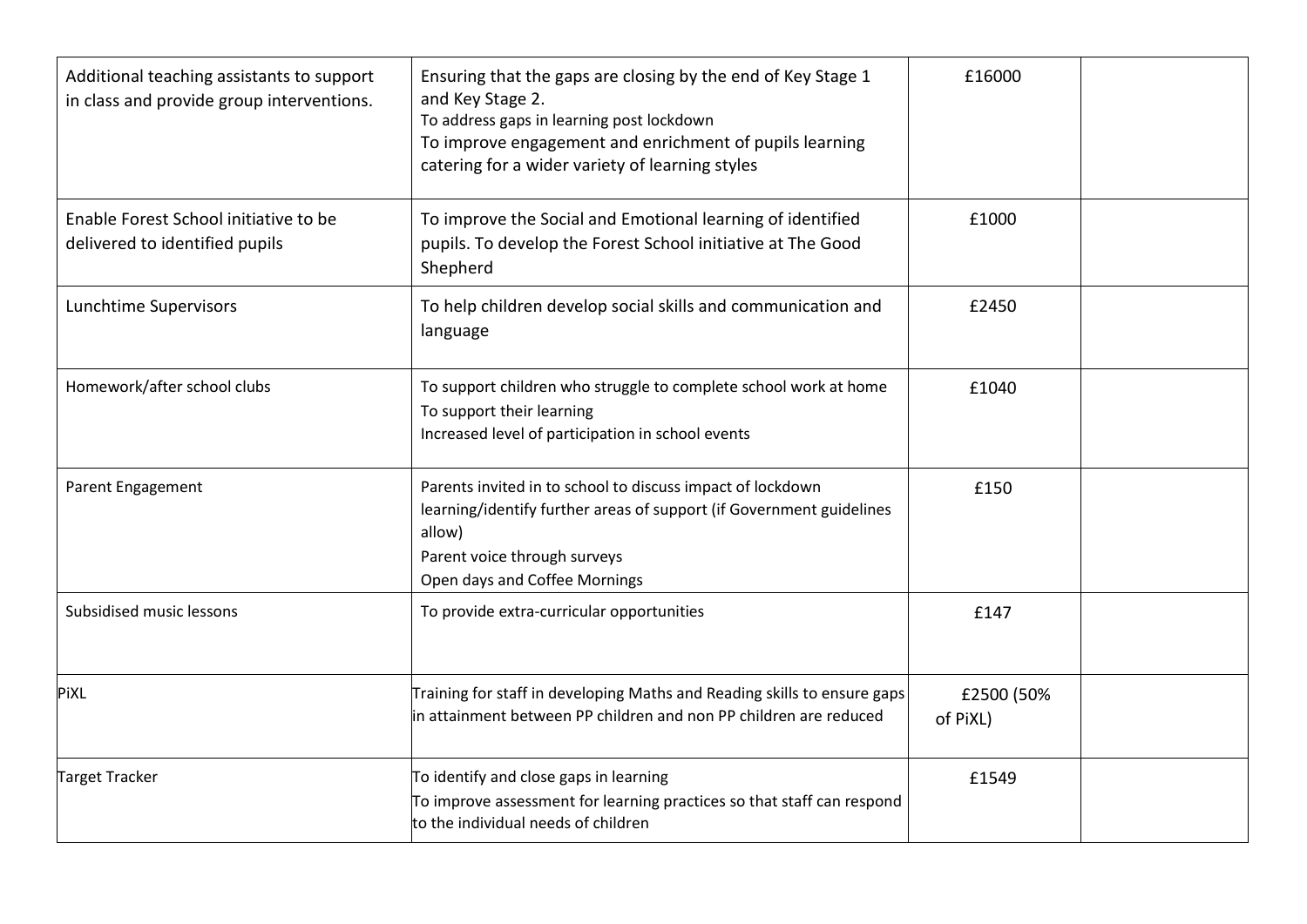| | | | |
|---|---|---|---|
| Additional teaching assistants to support in class and provide group interventions. | Ensuring that the gaps are closing by the end of Key Stage 1 and Key Stage 2.<br>To address gaps in learning post lockdown<br>To improve engagement and enrichment of pupils learning catering for a wider variety of learning styles | £16000 | |
| Enable Forest School initiative to be delivered to identified pupils | To improve the Social and Emotional learning of identified pupils. To develop the Forest School initiative at The Good Shepherd | £1000 | |
| Lunchtime Supervisors | To help children develop social skills and communication and language | £2450 | |
| Homework/after school clubs | To support children who struggle to complete school work at home<br>To support their learning<br>Increased level of participation in school events | £1040 | |
| Parent Engagement | Parents invited in to school to discuss impact of lockdown learning/identify further areas of support (if Government guidelines allow)<br>Parent voice through surveys<br>Open days and Coffee Mornings | £150 | |
| Subsidised music lessons | To provide extra-curricular opportunities | £147 | |
| PiXL | Training for staff in developing Maths and Reading skills to ensure gaps in attainment between PP children and non PP children are reduced | £2500 (50% of PiXL) | |
| Target Tracker | To identify and close gaps in learning<br>To improve assessment for learning practices so that staff can respond to the individual needs of children | £1549 | |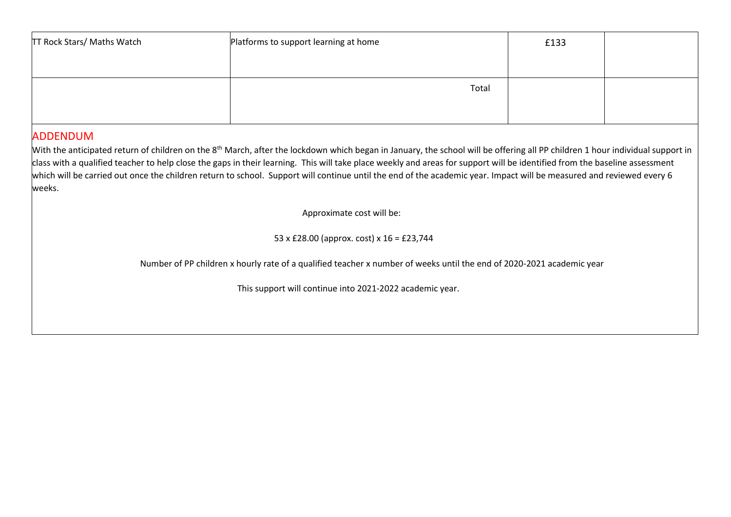| | | | |
|---|---|---|---|
| TT Rock Stars/ Maths Watch | Platforms to support learning at home | £133 | |
| | Total | | |

## ADDENDUM

With the anticipated return of children on the 8th March, after the lockdown which began in January, the school will be offering all PP children 1 hour individual support in class with a qualified teacher to help close the gaps in their learning. This will take place weekly and areas for support will be identified from the baseline assessment which will be carried out once the children return to school. Support will continue until the end of the academic year. Impact will be measured and reviewed every 6 weeks.

Approximate cost will be:

53 x £28.00 (approx. cost) x 16 = £23,744

Number of PP children x hourly rate of a qualified teacher x number of weeks until the end of 2020-2021 academic year

This support will continue into 2021-2022 academic year.